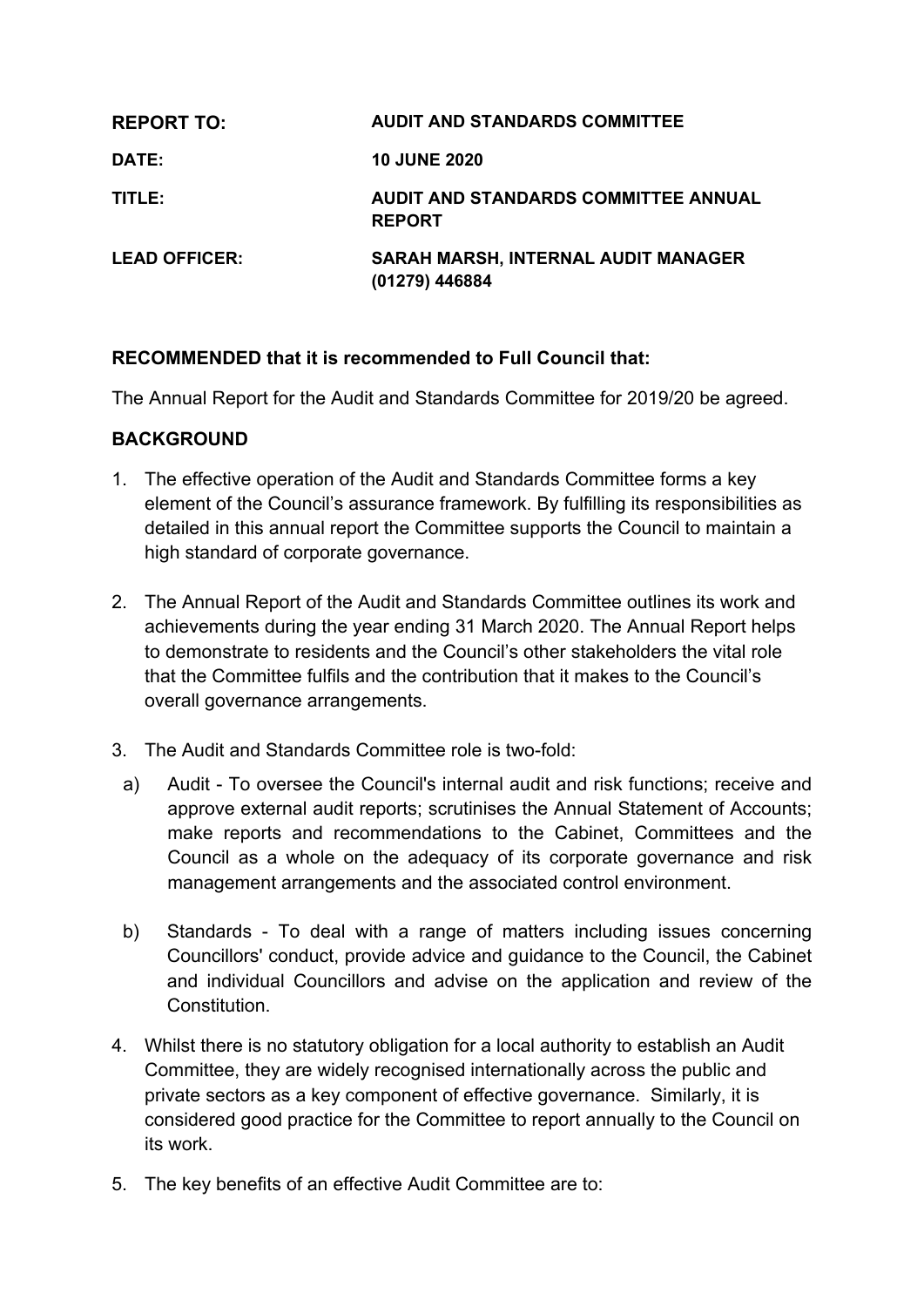| | |
|---|---|
| **REPORT TO:** | **AUDIT AND STANDARDS COMMITTEE** |
| **DATE:** | **10 JUNE 2020** |
| **TITLE:** | **AUDIT AND STANDARDS COMMITTEE ANNUAL REPORT** |
| **LEAD OFFICER:** | **SARAH MARSH, INTERNAL AUDIT MANAGER (01279) 446884** |

**RECOMMENDED that it is recommended to Full Council that:**

The Annual Report for the Audit and Standards Committee for 2019/20 be agreed.

## BACKGROUND

1. The effective operation of the Audit and Standards Committee forms a key element of the Council's assurance framework. By fulfilling its responsibilities as detailed in this annual report the Committee supports the Council to maintain a high standard of corporate governance.

2. The Annual Report of the Audit and Standards Committee outlines its work and achievements during the year ending 31 March 2020. The Annual Report helps to demonstrate to residents and the Council's other stakeholders the vital role that the Committee fulfils and the contribution that it makes to the Council's overall governance arrangements.

3. The Audit and Standards Committee role is two-fold:

   a) Audit - To oversee the Council's internal audit and risk functions; receive and approve external audit reports; scrutinises the Annual Statement of Accounts; make reports and recommendations to the Cabinet, Committees and the Council as a whole on the adequacy of its corporate governance and risk management arrangements and the associated control environment.

   b) Standards - To deal with a range of matters including issues concerning Councillors' conduct, provide advice and guidance to the Council, the Cabinet and individual Councillors and advise on the application and review of the Constitution.

4. Whilst there is no statutory obligation for a local authority to establish an Audit Committee, they are widely recognised internationally across the public and private sectors as a key component of effective governance. Similarly, it is considered good practice for the Committee to report annually to the Council on its work.

5. The key benefits of an effective Audit Committee are to: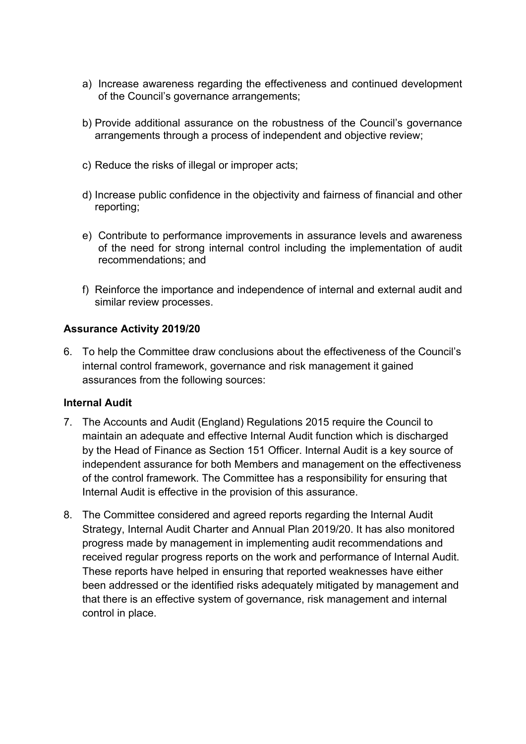a) Increase awareness regarding the effectiveness and continued development of the Council's governance arrangements;

b) Provide additional assurance on the robustness of the Council's governance arrangements through a process of independent and objective review;

c) Reduce the risks of illegal or improper acts;

d) Increase public confidence in the objectivity and fairness of financial and other reporting;

e) Contribute to performance improvements in assurance levels and awareness of the need for strong internal control including the implementation of audit recommendations; and

f) Reinforce the importance and independence of internal and external audit and similar review processes.

**Assurance Activity 2019/20**

6. To help the Committee draw conclusions about the effectiveness of the Council's internal control framework, governance and risk management it gained assurances from the following sources:

**Internal Audit**

7. The Accounts and Audit (England) Regulations 2015 require the Council to maintain an adequate and effective Internal Audit function which is discharged by the Head of Finance as Section 151 Officer. Internal Audit is a key source of independent assurance for both Members and management on the effectiveness of the control framework. The Committee has a responsibility for ensuring that Internal Audit is effective in the provision of this assurance.

8. The Committee considered and agreed reports regarding the Internal Audit Strategy, Internal Audit Charter and Annual Plan 2019/20. It has also monitored progress made by management in implementing audit recommendations and received regular progress reports on the work and performance of Internal Audit. These reports have helped in ensuring that reported weaknesses have either been addressed or the identified risks adequately mitigated by management and that there is an effective system of governance, risk management and internal control in place.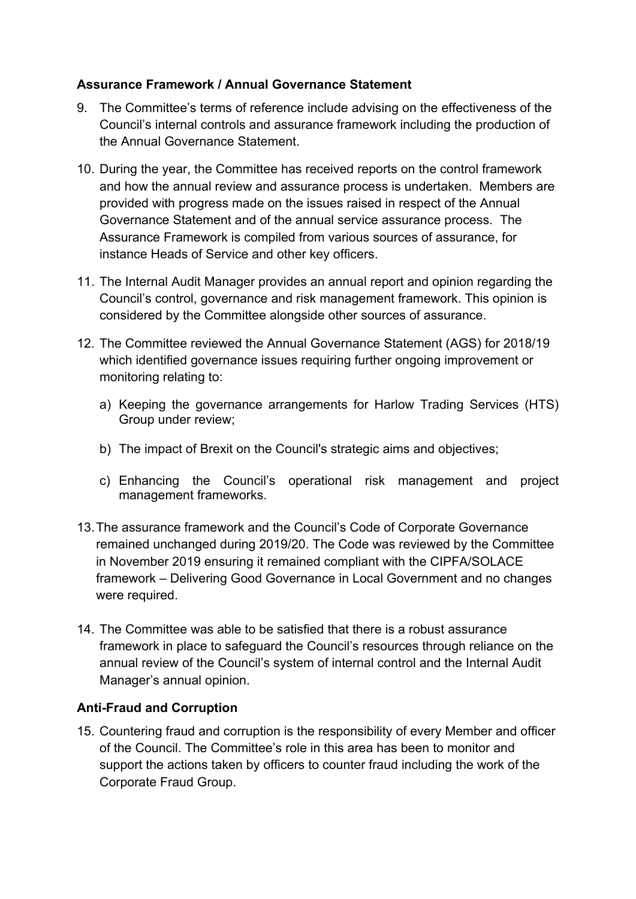**Assurance Framework / Annual Governance Statement**

9. The Committee's terms of reference include advising on the effectiveness of the Council's internal controls and assurance framework including the production of the Annual Governance Statement.

10. During the year, the Committee has received reports on the control framework and how the annual review and assurance process is undertaken. Members are provided with progress made on the issues raised in respect of the Annual Governance Statement and of the annual service assurance process. The Assurance Framework is compiled from various sources of assurance, for instance Heads of Service and other key officers.

11. The Internal Audit Manager provides an annual report and opinion regarding the Council's control, governance and risk management framework. This opinion is considered by the Committee alongside other sources of assurance.

12. The Committee reviewed the Annual Governance Statement (AGS) for 2018/19 which identified governance issues requiring further ongoing improvement or monitoring relating to:

    a) Keeping the governance arrangements for Harlow Trading Services (HTS) Group under review;

    b) The impact of Brexit on the Council's strategic aims and objectives;

    c) Enhancing the Council's operational risk management and project management frameworks.

13. The assurance framework and the Council's Code of Corporate Governance remained unchanged during 2019/20. The Code was reviewed by the Committee in November 2019 ensuring it remained compliant with the CIPFA/SOLACE framework – Delivering Good Governance in Local Government and no changes were required.

14. The Committee was able to be satisfied that there is a robust assurance framework in place to safeguard the Council's resources through reliance on the annual review of the Council's system of internal control and the Internal Audit Manager's annual opinion.

**Anti-Fraud and Corruption**

15. Countering fraud and corruption is the responsibility of every Member and officer of the Council. The Committee's role in this area has been to monitor and support the actions taken by officers to counter fraud including the work of the Corporate Fraud Group.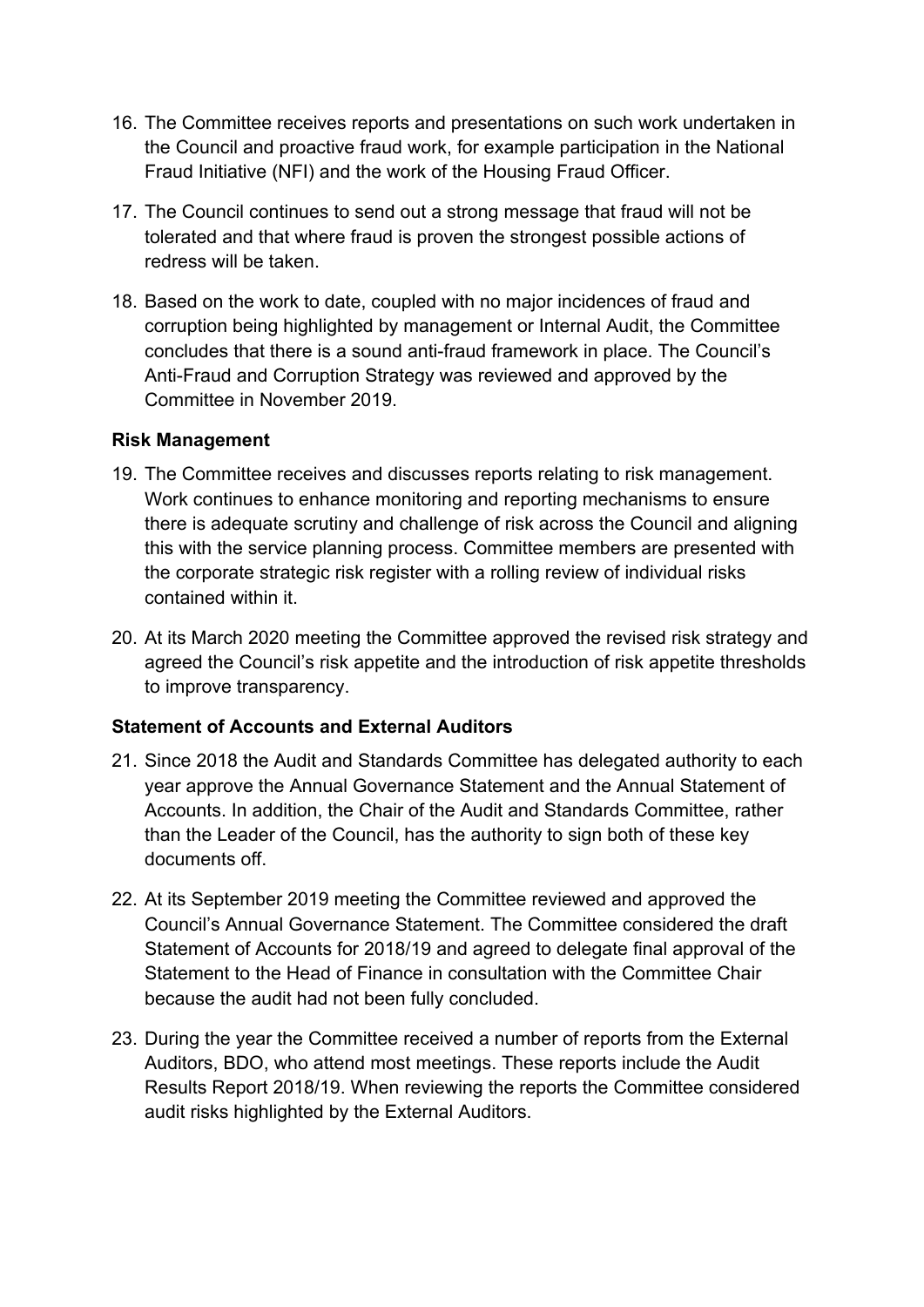16. The Committee receives reports and presentations on such work undertaken in the Council and proactive fraud work, for example participation in the National Fraud Initiative (NFI) and the work of the Housing Fraud Officer.

17. The Council continues to send out a strong message that fraud will not be tolerated and that where fraud is proven the strongest possible actions of redress will be taken.

18. Based on the work to date, coupled with no major incidences of fraud and corruption being highlighted by management or Internal Audit, the Committee concludes that there is a sound anti-fraud framework in place. The Council's Anti-Fraud and Corruption Strategy was reviewed and approved by the Committee in November 2019.

**Risk Management**

19. The Committee receives and discusses reports relating to risk management. Work continues to enhance monitoring and reporting mechanisms to ensure there is adequate scrutiny and challenge of risk across the Council and aligning this with the service planning process. Committee members are presented with the corporate strategic risk register with a rolling review of individual risks contained within it.

20. At its March 2020 meeting the Committee approved the revised risk strategy and agreed the Council's risk appetite and the introduction of risk appetite thresholds to improve transparency.

**Statement of Accounts and External Auditors**

21. Since 2018 the Audit and Standards Committee has delegated authority to each year approve the Annual Governance Statement and the Annual Statement of Accounts. In addition, the Chair of the Audit and Standards Committee, rather than the Leader of the Council, has the authority to sign both of these key documents off.

22. At its September 2019 meeting the Committee reviewed and approved the Council's Annual Governance Statement. The Committee considered the draft Statement of Accounts for 2018/19 and agreed to delegate final approval of the Statement to the Head of Finance in consultation with the Committee Chair because the audit had not been fully concluded.

23. During the year the Committee received a number of reports from the External Auditors, BDO, who attend most meetings. These reports include the Audit Results Report 2018/19. When reviewing the reports the Committee considered audit risks highlighted by the External Auditors.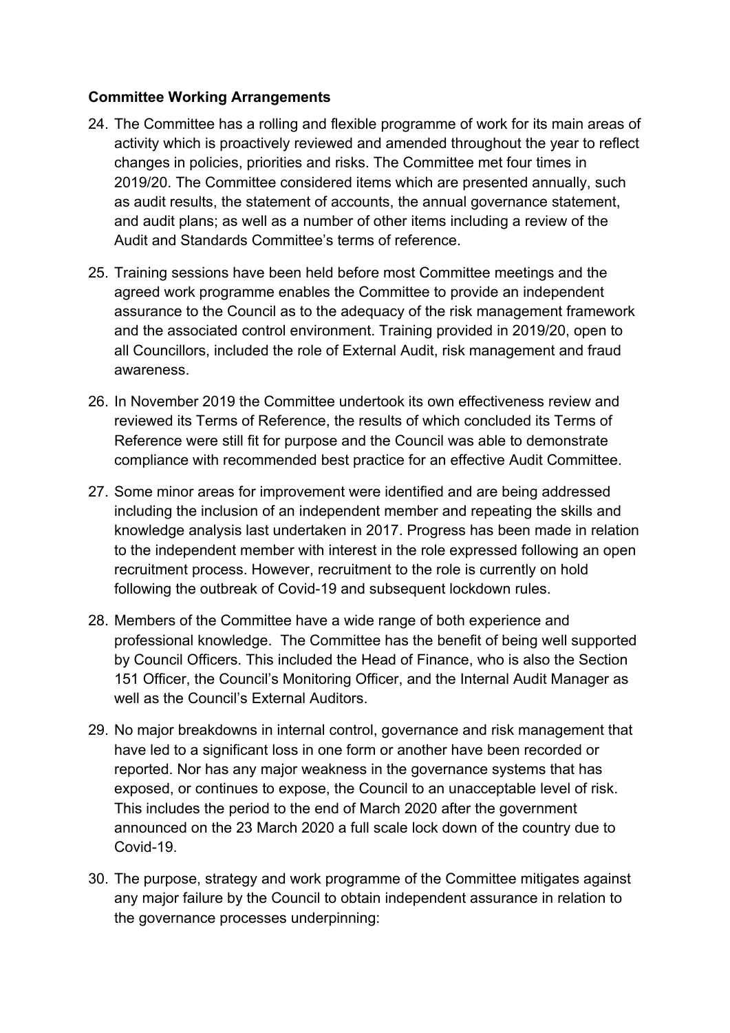**Committee Working Arrangements**

24. The Committee has a rolling and flexible programme of work for its main areas of activity which is proactively reviewed and amended throughout the year to reflect changes in policies, priorities and risks. The Committee met four times in 2019/20. The Committee considered items which are presented annually, such as audit results, the statement of accounts, the annual governance statement, and audit plans; as well as a number of other items including a review of the Audit and Standards Committee's terms of reference.

25. Training sessions have been held before most Committee meetings and the agreed work programme enables the Committee to provide an independent assurance to the Council as to the adequacy of the risk management framework and the associated control environment. Training provided in 2019/20, open to all Councillors, included the role of External Audit, risk management and fraud awareness.

26. In November 2019 the Committee undertook its own effectiveness review and reviewed its Terms of Reference, the results of which concluded its Terms of Reference were still fit for purpose and the Council was able to demonstrate compliance with recommended best practice for an effective Audit Committee.

27. Some minor areas for improvement were identified and are being addressed including the inclusion of an independent member and repeating the skills and knowledge analysis last undertaken in 2017. Progress has been made in relation to the independent member with interest in the role expressed following an open recruitment process. However, recruitment to the role is currently on hold following the outbreak of Covid-19 and subsequent lockdown rules.

28. Members of the Committee have a wide range of both experience and professional knowledge. The Committee has the benefit of being well supported by Council Officers. This included the Head of Finance, who is also the Section 151 Officer, the Council's Monitoring Officer, and the Internal Audit Manager as well as the Council's External Auditors.

29. No major breakdowns in internal control, governance and risk management that have led to a significant loss in one form or another have been recorded or reported. Nor has any major weakness in the governance systems that has exposed, or continues to expose, the Council to an unacceptable level of risk. This includes the period to the end of March 2020 after the government announced on the 23 March 2020 a full scale lock down of the country due to Covid-19.

30. The purpose, strategy and work programme of the Committee mitigates against any major failure by the Council to obtain independent assurance in relation to the governance processes underpinning: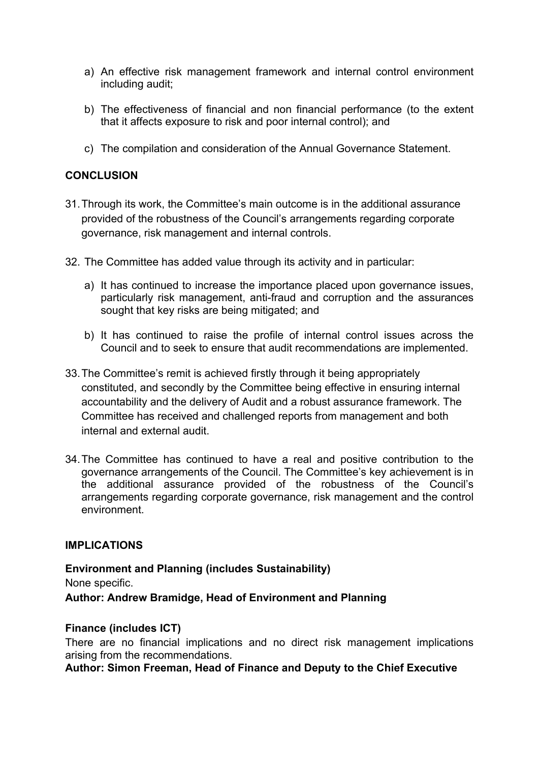a) An effective risk management framework and internal control environment including audit;

b) The effectiveness of financial and non financial performance (to the extent that it affects exposure to risk and poor internal control); and

c) The compilation and consideration of the Annual Governance Statement.

**CONCLUSION**

31. Through its work, the Committee's main outcome is in the additional assurance provided of the robustness of the Council's arrangements regarding corporate governance, risk management and internal controls.

32. The Committee has added value through its activity and in particular:

a) It has continued to increase the importance placed upon governance issues, particularly risk management, anti-fraud and corruption and the assurances sought that key risks are being mitigated; and

b) It has continued to raise the profile of internal control issues across the Council and to seek to ensure that audit recommendations are implemented.

33. The Committee's remit is achieved firstly through it being appropriately constituted, and secondly by the Committee being effective in ensuring internal accountability and the delivery of Audit and a robust assurance framework. The Committee has received and challenged reports from management and both internal and external audit.

34. The Committee has continued to have a real and positive contribution to the governance arrangements of the Council. The Committee's key achievement is in the additional assurance provided of the robustness of the Council's arrangements regarding corporate governance, risk management and the control environment.

**IMPLICATIONS**

**Environment and Planning (includes Sustainability)**
None specific.
**Author: Andrew Bramidge, Head of Environment and Planning**

**Finance (includes ICT)**
There are no financial implications and no direct risk management implications arising from the recommendations.
**Author: Simon Freeman, Head of Finance and Deputy to the Chief Executive**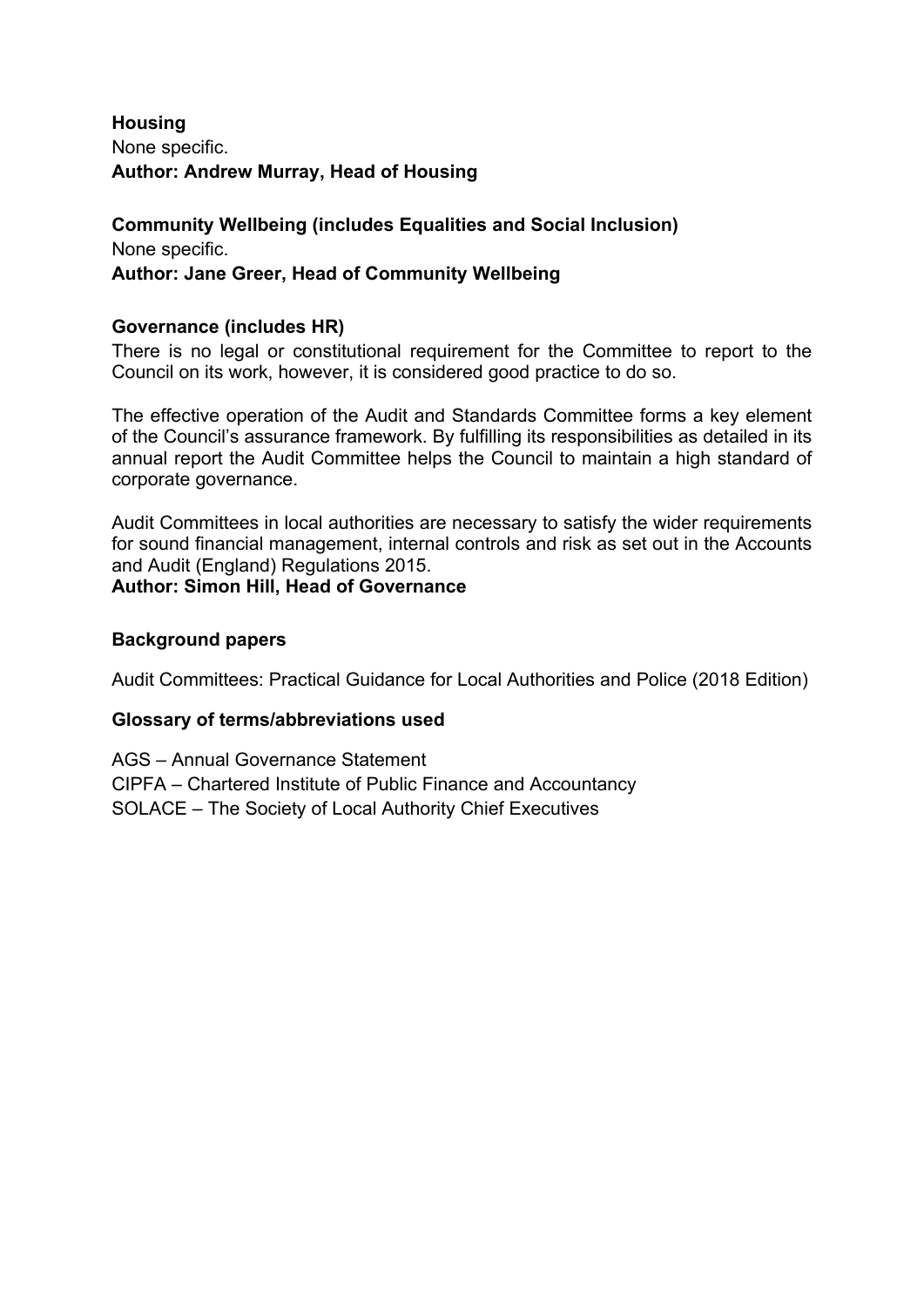**Housing**

None specific.

**Author: Andrew Murray, Head of Housing**

**Community Wellbeing (includes Equalities and Social Inclusion)**

None specific.

**Author: Jane Greer, Head of Community Wellbeing**

**Governance (includes HR)**

There is no legal or constitutional requirement for the Committee to report to the Council on its work, however, it is considered good practice to do so.

The effective operation of the Audit and Standards Committee forms a key element of the Council's assurance framework. By fulfilling its responsibilities as detailed in its annual report the Audit Committee helps the Council to maintain a high standard of corporate governance.

Audit Committees in local authorities are necessary to satisfy the wider requirements for sound financial management, internal controls and risk as set out in the Accounts and Audit (England) Regulations 2015.

**Author: Simon Hill, Head of Governance**

**Background papers**

Audit Committees: Practical Guidance for Local Authorities and Police (2018 Edition)

**Glossary of terms/abbreviations used**

AGS – Annual Governance Statement
CIPFA – Chartered Institute of Public Finance and Accountancy
SOLACE – The Society of Local Authority Chief Executives